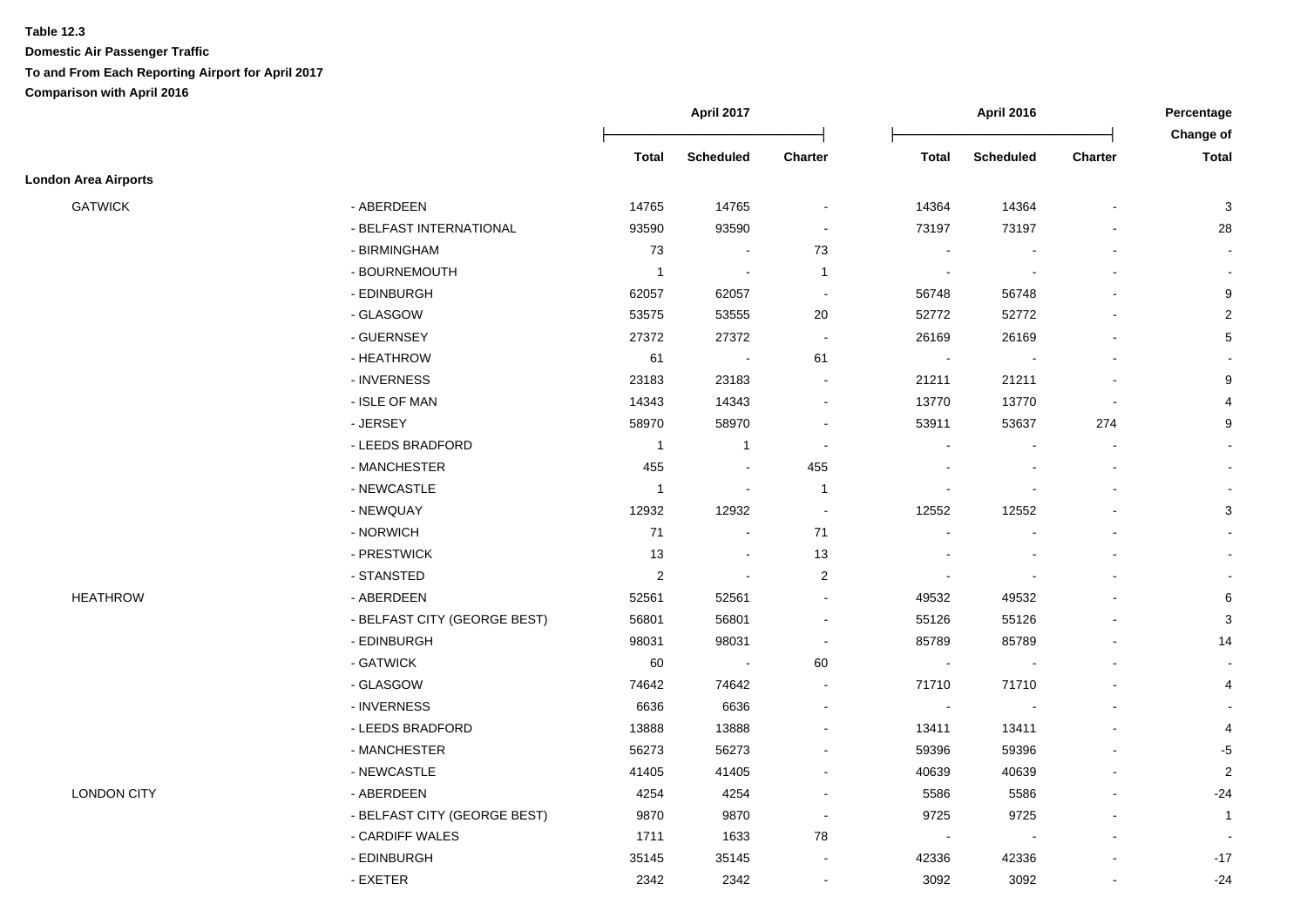**Table 12.3**

**Domestic Air Passenger Traffic**

**To and From Each Reporting Airport for April 2017**

**Comparison with April 2016**

| | | April 2017 | | | April 2016 | | | Percentage Change of |
|---|---|---|---|---|---|---|---|---|
| | | Total | Scheduled | Charter | Total | Scheduled | Charter | Total |
| **London Area Airports** | | | | | | | | |
| GATWICK | - ABERDEEN | 14765 | 14765 | - | 14364 | 14364 | - | 3 |
| | - BELFAST INTERNATIONAL | 93590 | 93590 | - | 73197 | 73197 | - | 28 |
| | - BIRMINGHAM | 73 | - | 73 | - | - | - | - |
| | - BOURNEMOUTH | 1 | - | 1 | - | - | - | - |
| | - EDINBURGH | 62057 | 62057 | - | 56748 | 56748 | - | 9 |
| | - GLASGOW | 53575 | 53555 | 20 | 52772 | 52772 | - | 2 |
| | - GUERNSEY | 27372 | 27372 | - | 26169 | 26169 | - | 5 |
| | - HEATHROW | 61 | - | 61 | - | - | - | - |
| | - INVERNESS | 23183 | 23183 | - | 21211 | 21211 | - | 9 |
| | - ISLE OF MAN | 14343 | 14343 | - | 13770 | 13770 | - | 4 |
| | - JERSEY | 58970 | 58970 | - | 53911 | 53637 | 274 | 9 |
| | - LEEDS BRADFORD | 1 | 1 | - | - | - | - | - |
| | - MANCHESTER | 455 | - | 455 | - | - | - | - |
| | - NEWCASTLE | 1 | - | 1 | - | - | - | - |
| | - NEWQUAY | 12932 | 12932 | - | 12552 | 12552 | - | 3 |
| | - NORWICH | 71 | - | 71 | - | - | - | - |
| | - PRESTWICK | 13 | - | 13 | - | - | - | - |
| | - STANSTED | 2 | - | 2 | - | - | - | - |
| HEATHROW | - ABERDEEN | 52561 | 52561 | - | 49532 | 49532 | - | 6 |
| | - BELFAST CITY (GEORGE BEST) | 56801 | 56801 | - | 55126 | 55126 | - | 3 |
| | - EDINBURGH | 98031 | 98031 | - | 85789 | 85789 | - | 14 |
| | - GATWICK | 60 | - | 60 | - | - | - | - |
| | - GLASGOW | 74642 | 74642 | - | 71710 | 71710 | - | 4 |
| | - INVERNESS | 6636 | 6636 | - | - | - | - | - |
| | - LEEDS BRADFORD | 13888 | 13888 | - | 13411 | 13411 | - | 4 |
| | - MANCHESTER | 56273 | 56273 | - | 59396 | 59396 | - | -5 |
| | - NEWCASTLE | 41405 | 41405 | - | 40639 | 40639 | - | 2 |
| LONDON CITY | - ABERDEEN | 4254 | 4254 | - | 5586 | 5586 | - | -24 |
| | - BELFAST CITY (GEORGE BEST) | 9870 | 9870 | - | 9725 | 9725 | - | 1 |
| | - CARDIFF WALES | 1711 | 1633 | 78 | - | - | - | - |
| | - EDINBURGH | 35145 | 35145 | - | 42336 | 42336 | - | -17 |
| | - EXETER | 2342 | 2342 | - | 3092 | 3092 | - | -24 |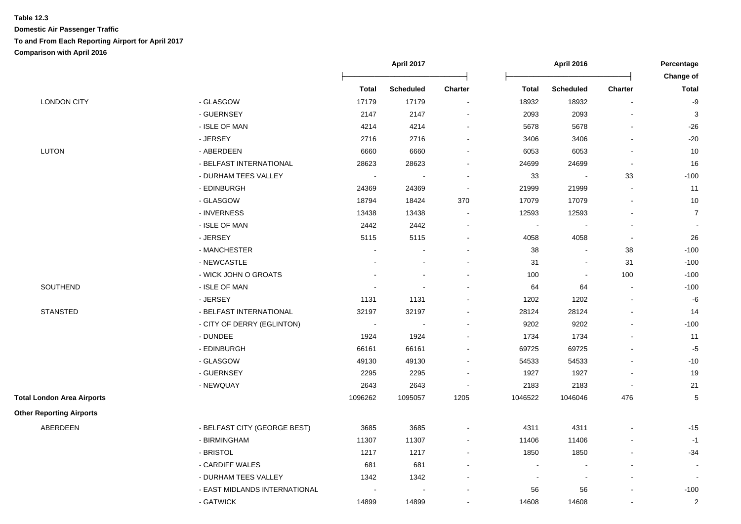**Table 12.3**

**Domestic Air Passenger Traffic**

**To and From Each Reporting Airport for April 2017**

**Comparison with April 2016**

| | | April 2017 | | | April 2016 | | | Percentage Change of |
|---|---|---|---|---|---|---|---|---|
| | | **Total** | **Scheduled** | **Charter** | **Total** | **Scheduled** | **Charter** | **Total** |
| LONDON CITY | - GLASGOW | 17179 | 17179 | - | 18932 | 18932 | - | -9 |
| | - GUERNSEY | 2147 | 2147 | - | 2093 | 2093 | - | 3 |
| | - ISLE OF MAN | 4214 | 4214 | - | 5678 | 5678 | - | -26 |
| | - JERSEY | 2716 | 2716 | - | 3406 | 3406 | - | -20 |
| LUTON | - ABERDEEN | 6660 | 6660 | - | 6053 | 6053 | - | 10 |
| | - BELFAST INTERNATIONAL | 28623 | 28623 | - | 24699 | 24699 | - | 16 |
| | - DURHAM TEES VALLEY | - | - | - | 33 | - | 33 | -100 |
| | - EDINBURGH | 24369 | 24369 | - | 21999 | 21999 | - | 11 |
| | - GLASGOW | 18794 | 18424 | 370 | 17079 | 17079 | - | 10 |
| | - INVERNESS | 13438 | 13438 | - | 12593 | 12593 | - | 7 |
| | - ISLE OF MAN | 2442 | 2442 | - | - | - | - | - |
| | - JERSEY | 5115 | 5115 | - | 4058 | 4058 | - | 26 |
| | - MANCHESTER | - | - | - | 38 | - | 38 | -100 |
| | - NEWCASTLE | - | - | - | 31 | - | 31 | -100 |
| | - WICK JOHN O GROATS | - | - | - | 100 | - | 100 | -100 |
| SOUTHEND | - ISLE OF MAN | - | - | - | 64 | 64 | - | -100 |
| | - JERSEY | 1131 | 1131 | - | 1202 | 1202 | - | -6 |
| STANSTED | - BELFAST INTERNATIONAL | 32197 | 32197 | - | 28124 | 28124 | - | 14 |
| | - CITY OF DERRY (EGLINTON) | - | - | - | 9202 | 9202 | - | -100 |
| | - DUNDEE | 1924 | 1924 | - | 1734 | 1734 | - | 11 |
| | - EDINBURGH | 66161 | 66161 | - | 69725 | 69725 | - | -5 |
| | - GLASGOW | 49130 | 49130 | - | 54533 | 54533 | - | -10 |
| | - GUERNSEY | 2295 | 2295 | - | 1927 | 1927 | - | 19 |
| | - NEWQUAY | 2643 | 2643 | - | 2183 | 2183 | - | 21 |
| **Total London Area Airports** | | 1096262 | 1095057 | 1205 | 1046522 | 1046046 | 476 | 5 |
| **Other Reporting Airports** | | | | | | | | |
| ABERDEEN | - BELFAST CITY (GEORGE BEST) | 3685 | 3685 | - | 4311 | 4311 | - | -15 |
| | - BIRMINGHAM | 11307 | 11307 | - | 11406 | 11406 | - | -1 |
| | - BRISTOL | 1217 | 1217 | - | 1850 | 1850 | - | -34 |
| | - CARDIFF WALES | 681 | 681 | - | - | - | - | - |
| | - DURHAM TEES VALLEY | 1342 | 1342 | - | - | - | - | - |
| | - EAST MIDLANDS INTERNATIONAL | - | - | - | 56 | 56 | - | -100 |
| | - GATWICK | 14899 | 14899 | - | 14608 | 14608 | - | 2 |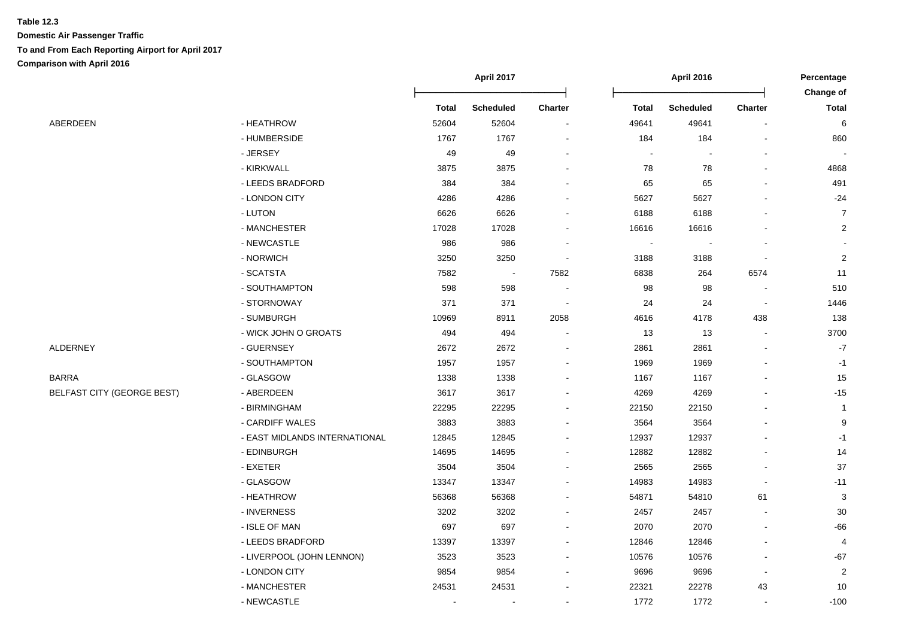**Table 12.3**

**Domestic Air Passenger Traffic**

**To and From Each Reporting Airport for April 2017**

**Comparison with April 2016**

| | | April 2017 | | | April 2016 | | | Percentage Change of |
|---|---|---|---|---|---|---|---|---|
| | | Total | Scheduled | Charter | Total | Scheduled | Charter | Total |
| ABERDEEN | - HEATHROW | 52604 | 52604 | - | 49641 | 49641 | - | 6 |
| | - HUMBERSIDE | 1767 | 1767 | - | 184 | 184 | - | 860 |
| | - JERSEY | 49 | 49 | - | - | - | - | - |
| | - KIRKWALL | 3875 | 3875 | - | 78 | 78 | - | 4868 |
| | - LEEDS BRADFORD | 384 | 384 | - | 65 | 65 | - | 491 |
| | - LONDON CITY | 4286 | 4286 | - | 5627 | 5627 | - | -24 |
| | - LUTON | 6626 | 6626 | - | 6188 | 6188 | - | 7 |
| | - MANCHESTER | 17028 | 17028 | - | 16616 | 16616 | - | 2 |
| | - NEWCASTLE | 986 | 986 | - | - | - | - | - |
| | - NORWICH | 3250 | 3250 | - | 3188 | 3188 | - | 2 |
| | - SCATSTA | 7582 | - | 7582 | 6838 | 264 | 6574 | 11 |
| | - SOUTHAMPTON | 598 | 598 | - | 98 | 98 | - | 510 |
| | - STORNOWAY | 371 | 371 | - | 24 | 24 | - | 1446 |
| | - SUMBURGH | 10969 | 8911 | 2058 | 4616 | 4178 | 438 | 138 |
| | - WICK JOHN O GROATS | 494 | 494 | - | 13 | 13 | - | 3700 |
| ALDERNEY | - GUERNSEY | 2672 | 2672 | - | 2861 | 2861 | - | -7 |
| | - SOUTHAMPTON | 1957 | 1957 | - | 1969 | 1969 | - | -1 |
| BARRA | - GLASGOW | 1338 | 1338 | - | 1167 | 1167 | - | 15 |
| BELFAST CITY (GEORGE BEST) | - ABERDEEN | 3617 | 3617 | - | 4269 | 4269 | - | -15 |
| | - BIRMINGHAM | 22295 | 22295 | - | 22150 | 22150 | - | 1 |
| | - CARDIFF WALES | 3883 | 3883 | - | 3564 | 3564 | - | 9 |
| | - EAST MIDLANDS INTERNATIONAL | 12845 | 12845 | - | 12937 | 12937 | - | -1 |
| | - EDINBURGH | 14695 | 14695 | - | 12882 | 12882 | - | 14 |
| | - EXETER | 3504 | 3504 | - | 2565 | 2565 | - | 37 |
| | - GLASGOW | 13347 | 13347 | - | 14983 | 14983 | - | -11 |
| | - HEATHROW | 56368 | 56368 | - | 54871 | 54810 | 61 | 3 |
| | - INVERNESS | 3202 | 3202 | - | 2457 | 2457 | - | 30 |
| | - ISLE OF MAN | 697 | 697 | - | 2070 | 2070 | - | -66 |
| | - LEEDS BRADFORD | 13397 | 13397 | - | 12846 | 12846 | - | 4 |
| | - LIVERPOOL (JOHN LENNON) | 3523 | 3523 | - | 10576 | 10576 | - | -67 |
| | - LONDON CITY | 9854 | 9854 | - | 9696 | 9696 | - | 2 |
| | - MANCHESTER | 24531 | 24531 | - | 22321 | 22278 | 43 | 10 |
| | - NEWCASTLE | - | - | - | 1772 | 1772 | - | -100 |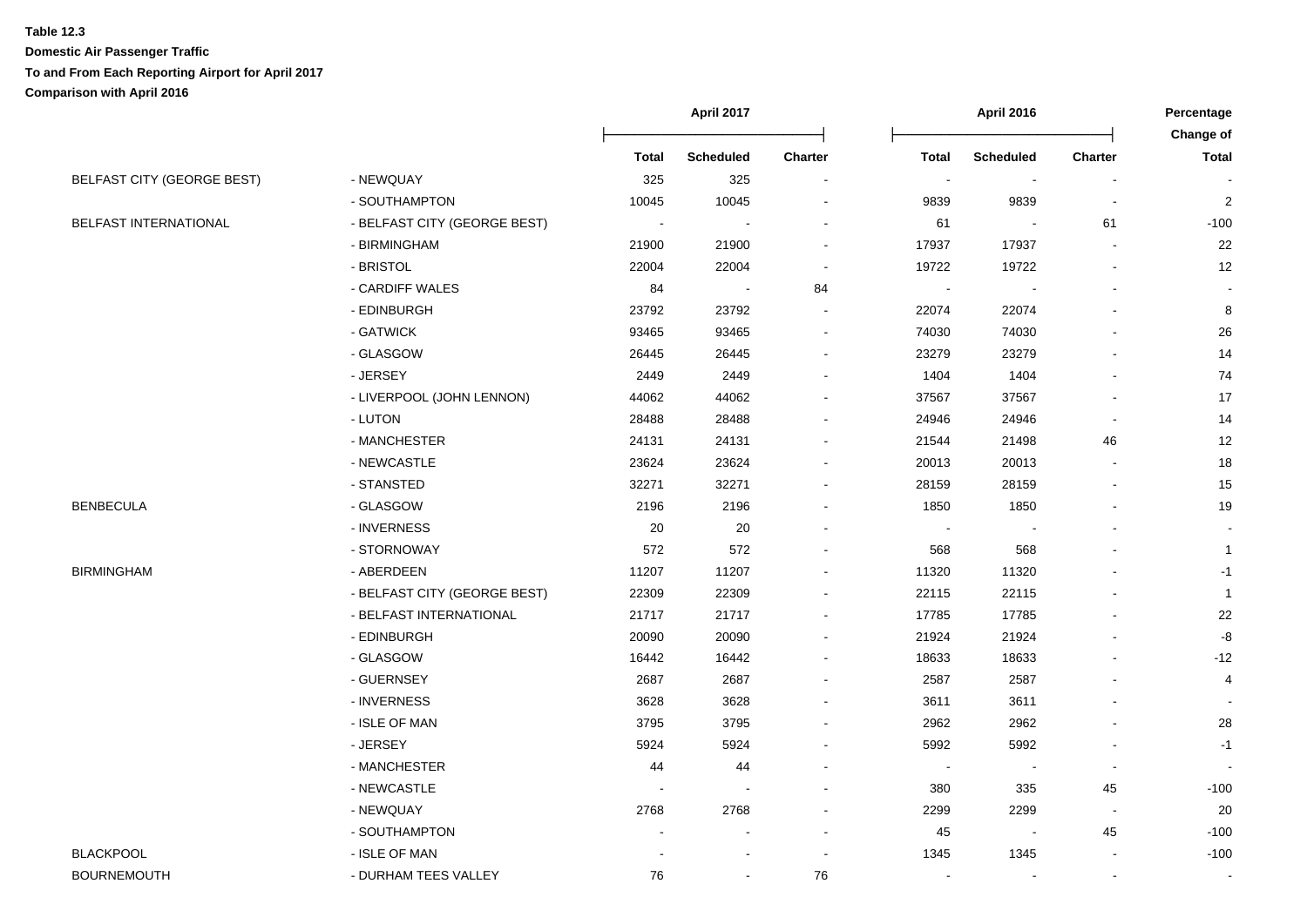**Table 12.3**
**Domestic Air Passenger Traffic**
**To and From Each Reporting Airport for April 2017**
**Comparison with April 2016**

| | | April 2017 | | | April 2016 | | | Percentage Change of |
|---|---|---|---|---|---|---|---|---|
| | | **Total** | **Scheduled** | **Charter** | **Total** | **Scheduled** | **Charter** | **Total** |
| BELFAST CITY (GEORGE BEST) | - NEWQUAY | 325 | 325 | - | - | - | - | - |
| | - SOUTHAMPTON | 10045 | 10045 | - | 9839 | 9839 | - | 2 |
| BELFAST INTERNATIONAL | - BELFAST CITY (GEORGE BEST) | - | - | - | 61 | - | 61 | -100 |
| | - BIRMINGHAM | 21900 | 21900 | - | 17937 | 17937 | - | 22 |
| | - BRISTOL | 22004 | 22004 | - | 19722 | 19722 | - | 12 |
| | - CARDIFF WALES | 84 | - | 84 | - | - | - | - |
| | - EDINBURGH | 23792 | 23792 | - | 22074 | 22074 | - | 8 |
| | - GATWICK | 93465 | 93465 | - | 74030 | 74030 | - | 26 |
| | - GLASGOW | 26445 | 26445 | - | 23279 | 23279 | - | 14 |
| | - JERSEY | 2449 | 2449 | - | 1404 | 1404 | - | 74 |
| | - LIVERPOOL (JOHN LENNON) | 44062 | 44062 | - | 37567 | 37567 | - | 17 |
| | - LUTON | 28488 | 28488 | - | 24946 | 24946 | - | 14 |
| | - MANCHESTER | 24131 | 24131 | - | 21544 | 21498 | 46 | 12 |
| | - NEWCASTLE | 23624 | 23624 | - | 20013 | 20013 | - | 18 |
| | - STANSTED | 32271 | 32271 | - | 28159 | 28159 | - | 15 |
| BENBECULA | - GLASGOW | 2196 | 2196 | - | 1850 | 1850 | - | 19 |
| | - INVERNESS | 20 | 20 | - | - | - | - | - |
| | - STORNOWAY | 572 | 572 | - | 568 | 568 | - | 1 |
| BIRMINGHAM | - ABERDEEN | 11207 | 11207 | - | 11320 | 11320 | - | -1 |
| | - BELFAST CITY (GEORGE BEST) | 22309 | 22309 | - | 22115 | 22115 | - | 1 |
| | - BELFAST INTERNATIONAL | 21717 | 21717 | - | 17785 | 17785 | - | 22 |
| | - EDINBURGH | 20090 | 20090 | - | 21924 | 21924 | - | -8 |
| | - GLASGOW | 16442 | 16442 | - | 18633 | 18633 | - | -12 |
| | - GUERNSEY | 2687 | 2687 | - | 2587 | 2587 | - | 4 |
| | - INVERNESS | 3628 | 3628 | - | 3611 | 3611 | - | - |
| | - ISLE OF MAN | 3795 | 3795 | - | 2962 | 2962 | - | 28 |
| | - JERSEY | 5924 | 5924 | - | 5992 | 5992 | - | -1 |
| | - MANCHESTER | 44 | 44 | - | - | - | - | - |
| | - NEWCASTLE | - | - | - | 380 | 335 | 45 | -100 |
| | - NEWQUAY | 2768 | 2768 | - | 2299 | 2299 | - | 20 |
| | - SOUTHAMPTON | - | - | - | 45 | - | 45 | -100 |
| BLACKPOOL | - ISLE OF MAN | - | - | - | 1345 | 1345 | - | -100 |
| BOURNEMOUTH | - DURHAM TEES VALLEY | 76 | - | 76 | - | - | - | - |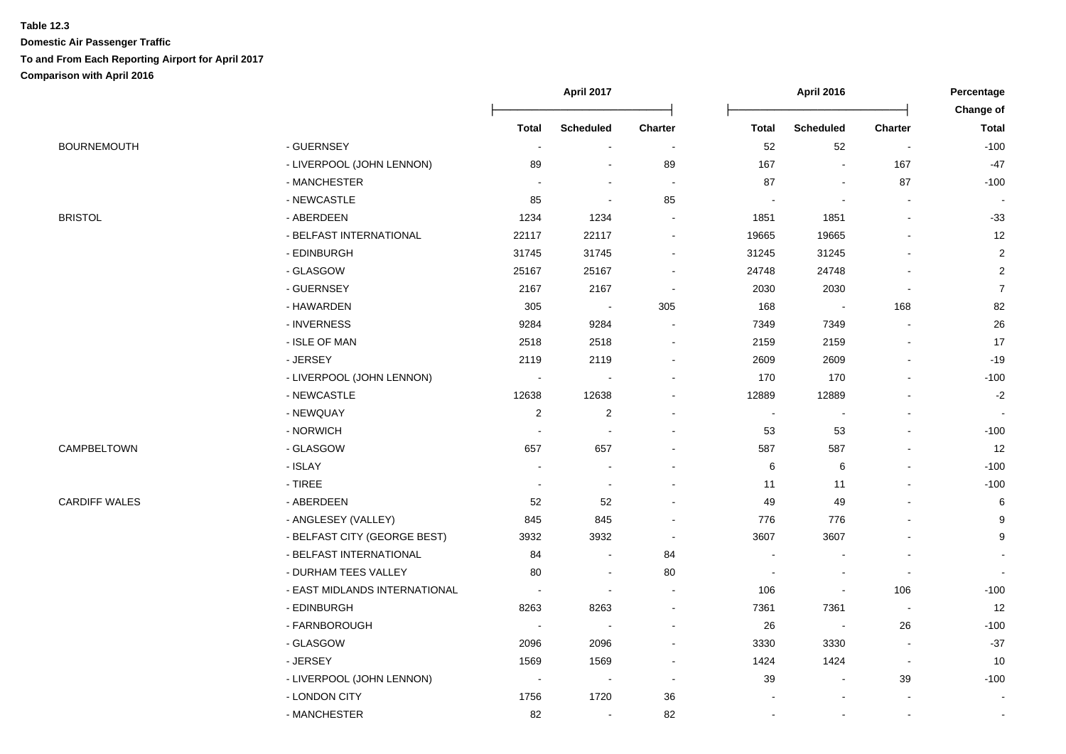**Table 12.3**

**Domestic Air Passenger Traffic**

**To and From Each Reporting Airport for April 2017**

**Comparison with April 2016**

| | | April 2017 | | | April 2016 | | | Percentage Change of |
|---|---|---|---|---|---|---|---|---|
| | | Total | Scheduled | Charter | Total | Scheduled | Charter | Total |
| BOURNEMOUTH | - GUERNSEY | - | - | - | 52 | 52 | - | -100 |
| | - LIVERPOOL (JOHN LENNON) | 89 | - | 89 | 167 | - | 167 | -47 |
| | - MANCHESTER | - | - | - | 87 | - | 87 | -100 |
| | - NEWCASTLE | 85 | - | 85 | - | - | - | - |
| BRISTOL | - ABERDEEN | 1234 | 1234 | - | 1851 | 1851 | - | -33 |
| | - BELFAST INTERNATIONAL | 22117 | 22117 | - | 19665 | 19665 | - | 12 |
| | - EDINBURGH | 31745 | 31745 | - | 31245 | 31245 | - | 2 |
| | - GLASGOW | 25167 | 25167 | - | 24748 | 24748 | - | 2 |
| | - GUERNSEY | 2167 | 2167 | - | 2030 | 2030 | - | 7 |
| | - HAWARDEN | 305 | - | 305 | 168 | - | 168 | 82 |
| | - INVERNESS | 9284 | 9284 | - | 7349 | 7349 | - | 26 |
| | - ISLE OF MAN | 2518 | 2518 | - | 2159 | 2159 | - | 17 |
| | - JERSEY | 2119 | 2119 | - | 2609 | 2609 | - | -19 |
| | - LIVERPOOL (JOHN LENNON) | - | - | - | 170 | 170 | - | -100 |
| | - NEWCASTLE | 12638 | 12638 | - | 12889 | 12889 | - | -2 |
| | - NEWQUAY | 2 | 2 | - | - | - | - | - |
| | - NORWICH | - | - | - | 53 | 53 | - | -100 |
| CAMPBELTOWN | - GLASGOW | 657 | 657 | - | 587 | 587 | - | 12 |
| | - ISLAY | - | - | - | 6 | 6 | - | -100 |
| | - TIREE | - | - | - | 11 | 11 | - | -100 |
| CARDIFF WALES | - ABERDEEN | 52 | 52 | - | 49 | 49 | - | 6 |
| | - ANGLESEY (VALLEY) | 845 | 845 | - | 776 | 776 | - | 9 |
| | - BELFAST CITY (GEORGE BEST) | 3932 | 3932 | - | 3607 | 3607 | - | 9 |
| | - BELFAST INTERNATIONAL | 84 | - | 84 | - | - | - | - |
| | - DURHAM TEES VALLEY | 80 | - | 80 | - | - | - | - |
| | - EAST MIDLANDS INTERNATIONAL | - | - | - | 106 | - | 106 | -100 |
| | - EDINBURGH | 8263 | 8263 | - | 7361 | 7361 | - | 12 |
| | - FARNBOROUGH | - | - | - | 26 | - | 26 | -100 |
| | - GLASGOW | 2096 | 2096 | - | 3330 | 3330 | - | -37 |
| | - JERSEY | 1569 | 1569 | - | 1424 | 1424 | - | 10 |
| | - LIVERPOOL (JOHN LENNON) | - | - | - | 39 | - | 39 | -100 |
| | - LONDON CITY | 1756 | 1720 | 36 | - | - | - | - |
| | - MANCHESTER | 82 | - | 82 | - | - | - | - |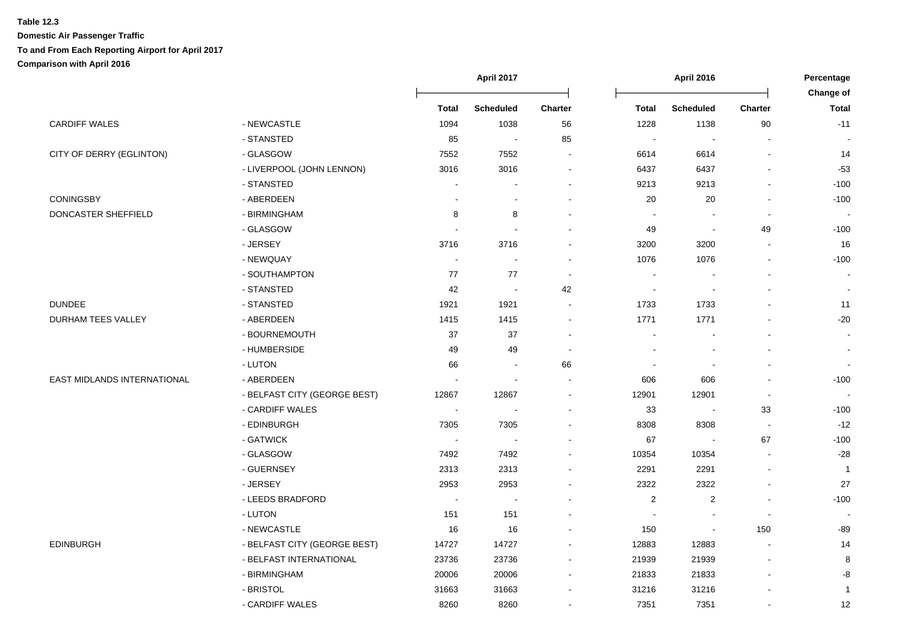**Table 12.3**

**Domestic Air Passenger Traffic**

**To and From Each Reporting Airport for April 2017**

**Comparison with April 2016**

| | | April 2017 | | | April 2016 | | | Percentage Change of |
|---|---|---|---|---|---|---|---|---|
| | | Total | Scheduled | Charter | Total | Scheduled | Charter | Total |
| CARDIFF WALES | - NEWCASTLE | 1094 | 1038 | 56 | 1228 | 1138 | 90 | -11 |
| | - STANSTED | 85 | - | 85 | - | - | - | - |
| CITY OF DERRY (EGLINTON) | - GLASGOW | 7552 | 7552 | - | 6614 | 6614 | - | 14 |
| | - LIVERPOOL (JOHN LENNON) | 3016 | 3016 | - | 6437 | 6437 | - | -53 |
| | - STANSTED | - | - | - | 9213 | 9213 | - | -100 |
| CONINGSBY | - ABERDEEN | - | - | - | 20 | 20 | - | -100 |
| DONCASTER SHEFFIELD | - BIRMINGHAM | 8 | 8 | - | - | - | - | - |
| | - GLASGOW | - | - | - | 49 | - | 49 | -100 |
| | - JERSEY | 3716 | 3716 | - | 3200 | 3200 | - | 16 |
| | - NEWQUAY | - | - | - | 1076 | 1076 | - | -100 |
| | - SOUTHAMPTON | 77 | 77 | - | - | - | - | - |
| | - STANSTED | 42 | - | 42 | - | - | - | - |
| DUNDEE | - STANSTED | 1921 | 1921 | - | 1733 | 1733 | - | 11 |
| DURHAM TEES VALLEY | - ABERDEEN | 1415 | 1415 | - | 1771 | 1771 | - | -20 |
| | - BOURNEMOUTH | 37 | 37 | - | - | - | - | - |
| | - HUMBERSIDE | 49 | 49 | - | - | - | - | - |
| | - LUTON | 66 | - | 66 | - | - | - | - |
| EAST MIDLANDS INTERNATIONAL | - ABERDEEN | - | - | - | 606 | 606 | - | -100 |
| | - BELFAST CITY (GEORGE BEST) | 12867 | 12867 | - | 12901 | 12901 | - | - |
| | - CARDIFF WALES | - | - | - | 33 | - | 33 | -100 |
| | - EDINBURGH | 7305 | 7305 | - | 8308 | 8308 | - | -12 |
| | - GATWICK | - | - | - | 67 | - | 67 | -100 |
| | - GLASGOW | 7492 | 7492 | - | 10354 | 10354 | - | -28 |
| | - GUERNSEY | 2313 | 2313 | - | 2291 | 2291 | - | 1 |
| | - JERSEY | 2953 | 2953 | - | 2322 | 2322 | - | 27 |
| | - LEEDS BRADFORD | - | - | - | 2 | 2 | - | -100 |
| | - LUTON | 151 | 151 | - | - | - | - | - |
| | - NEWCASTLE | 16 | 16 | - | 150 | - | 150 | -89 |
| EDINBURGH | - BELFAST CITY (GEORGE BEST) | 14727 | 14727 | - | 12883 | 12883 | - | 14 |
| | - BELFAST INTERNATIONAL | 23736 | 23736 | - | 21939 | 21939 | - | 8 |
| | - BIRMINGHAM | 20006 | 20006 | - | 21833 | 21833 | - | -8 |
| | - BRISTOL | 31663 | 31663 | - | 31216 | 31216 | - | 1 |
| | - CARDIFF WALES | 8260 | 8260 | - | 7351 | 7351 | - | 12 |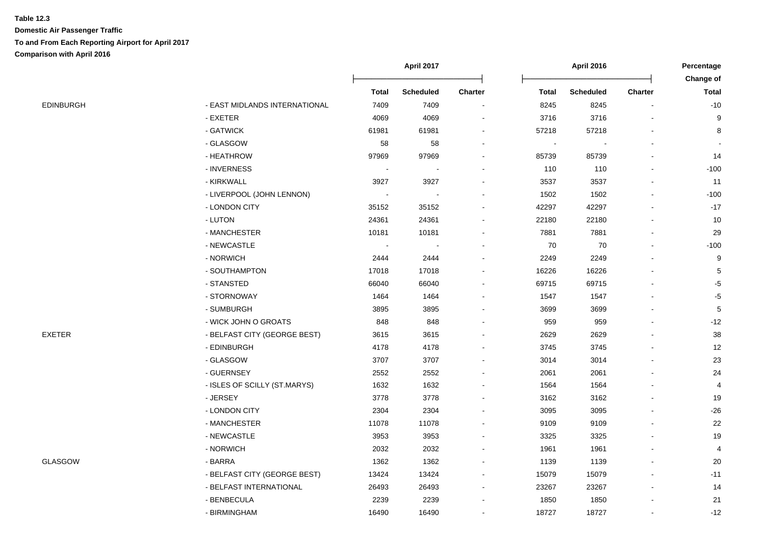**Table 12.3**

**Domestic Air Passenger Traffic**

**To and From Each Reporting Airport for April 2017**

**Comparison with April 2016**

| | | April 2017 | | | April 2016 | | | Percentage Change of |
|---|---|---|---|---|---|---|---|---|
| | | Total | Scheduled | Charter | Total | Scheduled | Charter | Total |
| EDINBURGH | - EAST MIDLANDS INTERNATIONAL | 7409 | 7409 | - | 8245 | 8245 | - | -10 |
| | - EXETER | 4069 | 4069 | - | 3716 | 3716 | - | 9 |
| | - GATWICK | 61981 | 61981 | - | 57218 | 57218 | - | 8 |
| | - GLASGOW | 58 | 58 | - | - | - | - | - |
| | - HEATHROW | 97969 | 97969 | - | 85739 | 85739 | - | 14 |
| | - INVERNESS | - | - | - | 110 | 110 | - | -100 |
| | - KIRKWALL | 3927 | 3927 | - | 3537 | 3537 | - | 11 |
| | - LIVERPOOL (JOHN LENNON) | - | - | - | 1502 | 1502 | - | -100 |
| | - LONDON CITY | 35152 | 35152 | - | 42297 | 42297 | - | -17 |
| | - LUTON | 24361 | 24361 | - | 22180 | 22180 | - | 10 |
| | - MANCHESTER | 10181 | 10181 | - | 7881 | 7881 | - | 29 |
| | - NEWCASTLE | - | - | - | 70 | 70 | - | -100 |
| | - NORWICH | 2444 | 2444 | - | 2249 | 2249 | - | 9 |
| | - SOUTHAMPTON | 17018 | 17018 | - | 16226 | 16226 | - | 5 |
| | - STANSTED | 66040 | 66040 | - | 69715 | 69715 | - | -5 |
| | - STORNOWAY | 1464 | 1464 | - | 1547 | 1547 | - | -5 |
| | - SUMBURGH | 3895 | 3895 | - | 3699 | 3699 | - | 5 |
| | - WICK JOHN O GROATS | 848 | 848 | - | 959 | 959 | - | -12 |
| EXETER | - BELFAST CITY (GEORGE BEST) | 3615 | 3615 | - | 2629 | 2629 | - | 38 |
| | - EDINBURGH | 4178 | 4178 | - | 3745 | 3745 | - | 12 |
| | - GLASGOW | 3707 | 3707 | - | 3014 | 3014 | - | 23 |
| | - GUERNSEY | 2552 | 2552 | - | 2061 | 2061 | - | 24 |
| | - ISLES OF SCILLY (ST.MARYS) | 1632 | 1632 | - | 1564 | 1564 | - | 4 |
| | - JERSEY | 3778 | 3778 | - | 3162 | 3162 | - | 19 |
| | - LONDON CITY | 2304 | 2304 | - | 3095 | 3095 | - | -26 |
| | - MANCHESTER | 11078 | 11078 | - | 9109 | 9109 | - | 22 |
| | - NEWCASTLE | 3953 | 3953 | - | 3325 | 3325 | - | 19 |
| | - NORWICH | 2032 | 2032 | - | 1961 | 1961 | - | 4 |
| GLASGOW | - BARRA | 1362 | 1362 | - | 1139 | 1139 | - | 20 |
| | - BELFAST CITY (GEORGE BEST) | 13424 | 13424 | - | 15079 | 15079 | - | -11 |
| | - BELFAST INTERNATIONAL | 26493 | 26493 | - | 23267 | 23267 | - | 14 |
| | - BENBECULA | 2239 | 2239 | - | 1850 | 1850 | - | 21 |
| | - BIRMINGHAM | 16490 | 16490 | - | 18727 | 18727 | - | -12 |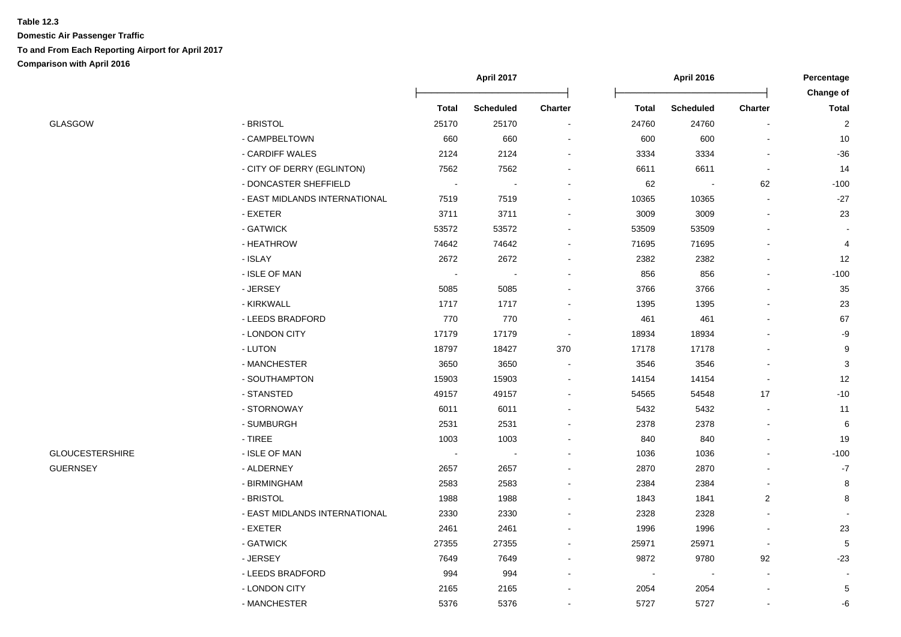**Table 12.3**

**Domestic Air Passenger Traffic**

**To and From Each Reporting Airport for April 2017**

**Comparison with April 2016**

| | | April 2017 | | | April 2016 | | | Percentage Change of |
|---|---|---|---|---|---|---|---|---|
| | | Total | Scheduled | Charter | Total | Scheduled | Charter | Total |
| GLASGOW | - BRISTOL | 25170 | 25170 | - | 24760 | 24760 | - | 2 |
| | - CAMPBELTOWN | 660 | 660 | - | 600 | 600 | - | 10 |
| | - CARDIFF WALES | 2124 | 2124 | - | 3334 | 3334 | - | -36 |
| | - CITY OF DERRY (EGLINTON) | 7562 | 7562 | - | 6611 | 6611 | - | 14 |
| | - DONCASTER SHEFFIELD | - | - | - | 62 | - | 62 | -100 |
| | - EAST MIDLANDS INTERNATIONAL | 7519 | 7519 | - | 10365 | 10365 | - | -27 |
| | - EXETER | 3711 | 3711 | - | 3009 | 3009 | - | 23 |
| | - GATWICK | 53572 | 53572 | - | 53509 | 53509 | - | - |
| | - HEATHROW | 74642 | 74642 | - | 71695 | 71695 | - | 4 |
| | - ISLAY | 2672 | 2672 | - | 2382 | 2382 | - | 12 |
| | - ISLE OF MAN | - | - | - | 856 | 856 | - | -100 |
| | - JERSEY | 5085 | 5085 | - | 3766 | 3766 | - | 35 |
| | - KIRKWALL | 1717 | 1717 | - | 1395 | 1395 | - | 23 |
| | - LEEDS BRADFORD | 770 | 770 | - | 461 | 461 | - | 67 |
| | - LONDON CITY | 17179 | 17179 | - | 18934 | 18934 | - | -9 |
| | - LUTON | 18797 | 18427 | 370 | 17178 | 17178 | - | 9 |
| | - MANCHESTER | 3650 | 3650 | - | 3546 | 3546 | - | 3 |
| | - SOUTHAMPTON | 15903 | 15903 | - | 14154 | 14154 | - | 12 |
| | - STANSTED | 49157 | 49157 | - | 54565 | 54548 | 17 | -10 |
| | - STORNOWAY | 6011 | 6011 | - | 5432 | 5432 | - | 11 |
| | - SUMBURGH | 2531 | 2531 | - | 2378 | 2378 | - | 6 |
| | - TIREE | 1003 | 1003 | - | 840 | 840 | - | 19 |
| GLOUCESTERSHIRE | - ISLE OF MAN | - | - | - | 1036 | 1036 | - | -100 |
| GUERNSEY | - ALDERNEY | 2657 | 2657 | - | 2870 | 2870 | - | -7 |
| | - BIRMINGHAM | 2583 | 2583 | - | 2384 | 2384 | - | 8 |
| | - BRISTOL | 1988 | 1988 | - | 1843 | 1841 | 2 | 8 |
| | - EAST MIDLANDS INTERNATIONAL | 2330 | 2330 | - | 2328 | 2328 | - | - |
| | - EXETER | 2461 | 2461 | - | 1996 | 1996 | - | 23 |
| | - GATWICK | 27355 | 27355 | - | 25971 | 25971 | - | 5 |
| | - JERSEY | 7649 | 7649 | - | 9872 | 9780 | 92 | -23 |
| | - LEEDS BRADFORD | 994 | 994 | - | - | - | - | - |
| | - LONDON CITY | 2165 | 2165 | - | 2054 | 2054 | - | 5 |
| | - MANCHESTER | 5376 | 5376 | - | 5727 | 5727 | - | -6 |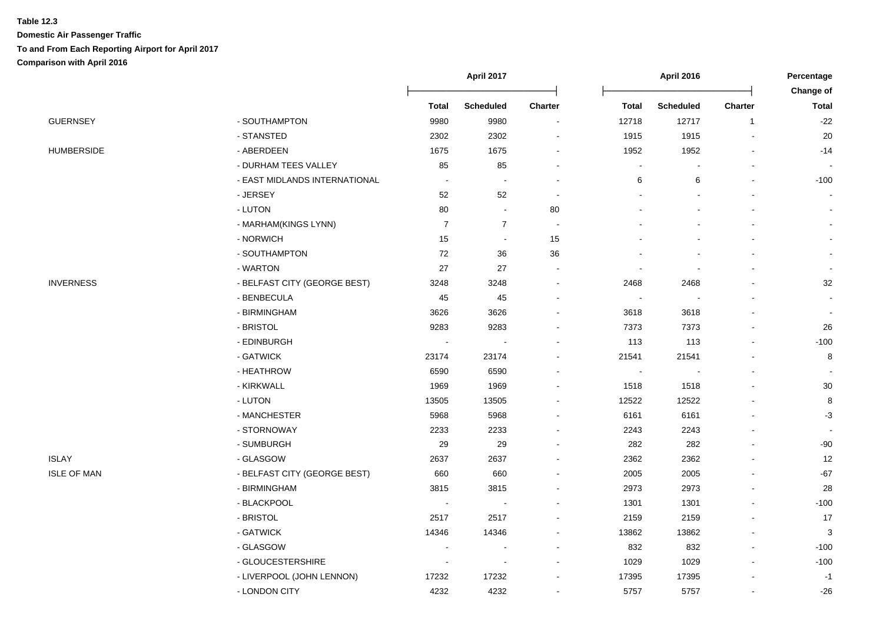**Table 12.3**

**Domestic Air Passenger Traffic**

**To and From Each Reporting Airport for April 2017**

**Comparison with April 2016**

| | | April 2017 | | | April 2016 | | | Percentage Change of |
|---|---|---|---|---|---|---|---|---|
| | | Total | Scheduled | Charter | Total | Scheduled | Charter | Total |
| GUERNSEY | - SOUTHAMPTON | 9980 | 9980 | - | 12718 | 12717 | 1 | -22 |
| | - STANSTED | 2302 | 2302 | - | 1915 | 1915 | - | 20 |
| HUMBERSIDE | - ABERDEEN | 1675 | 1675 | - | 1952 | 1952 | - | -14 |
| | - DURHAM TEES VALLEY | 85 | 85 | - | - | - | - | - |
| | - EAST MIDLANDS INTERNATIONAL | - | - | - | 6 | 6 | - | -100 |
| | - JERSEY | 52 | 52 | - | - | - | - | - |
| | - LUTON | 80 | - | 80 | - | - | - | - |
| | - MARHAM(KINGS LYNN) | 7 | 7 | - | - | - | - | - |
| | - NORWICH | 15 | - | 15 | - | - | - | - |
| | - SOUTHAMPTON | 72 | 36 | 36 | - | - | - | - |
| | - WARTON | 27 | 27 | - | - | - | - | - |
| INVERNESS | - BELFAST CITY (GEORGE BEST) | 3248 | 3248 | - | 2468 | 2468 | - | 32 |
| | - BENBECULA | 45 | 45 | - | - | - | - | - |
| | - BIRMINGHAM | 3626 | 3626 | - | 3618 | 3618 | - | - |
| | - BRISTOL | 9283 | 9283 | - | 7373 | 7373 | - | 26 |
| | - EDINBURGH | - | - | - | 113 | 113 | - | -100 |
| | - GATWICK | 23174 | 23174 | - | 21541 | 21541 | - | 8 |
| | - HEATHROW | 6590 | 6590 | - | - | - | - | - |
| | - KIRKWALL | 1969 | 1969 | - | 1518 | 1518 | - | 30 |
| | - LUTON | 13505 | 13505 | - | 12522 | 12522 | - | 8 |
| | - MANCHESTER | 5968 | 5968 | - | 6161 | 6161 | - | -3 |
| | - STORNOWAY | 2233 | 2233 | - | 2243 | 2243 | - | - |
| | - SUMBURGH | 29 | 29 | - | 282 | 282 | - | -90 |
| ISLAY | - GLASGOW | 2637 | 2637 | - | 2362 | 2362 | - | 12 |
| ISLE OF MAN | - BELFAST CITY (GEORGE BEST) | 660 | 660 | - | 2005 | 2005 | - | -67 |
| | - BIRMINGHAM | 3815 | 3815 | - | 2973 | 2973 | - | 28 |
| | - BLACKPOOL | - | - | - | 1301 | 1301 | - | -100 |
| | - BRISTOL | 2517 | 2517 | - | 2159 | 2159 | - | 17 |
| | - GATWICK | 14346 | 14346 | - | 13862 | 13862 | - | 3 |
| | - GLASGOW | - | - | - | 832 | 832 | - | -100 |
| | - GLOUCESTERSHIRE | - | - | - | 1029 | 1029 | - | -100 |
| | - LIVERPOOL (JOHN LENNON) | 17232 | 17232 | - | 17395 | 17395 | - | -1 |
| | - LONDON CITY | 4232 | 4232 | - | 5757 | 5757 | - | -26 |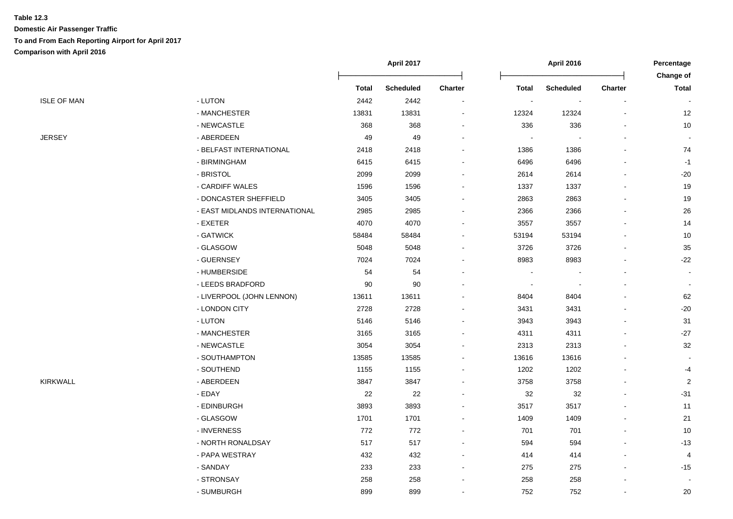**Table 12.3**

**Domestic Air Passenger Traffic**

**To and From Each Reporting Airport for April 2017**

**Comparison with April 2016**

| | | April 2017 | | | April 2016 | | | Percentage Change of |
|---|---|---|---|---|---|---|---|---|
| | | Total | Scheduled | Charter | Total | Scheduled | Charter | Total |
| ISLE OF MAN | - LUTON | 2442 | 2442 | - | - | - | - | - |
| | - MANCHESTER | 13831 | 13831 | - | 12324 | 12324 | - | 12 |
| | - NEWCASTLE | 368 | 368 | - | 336 | 336 | - | 10 |
| JERSEY | - ABERDEEN | 49 | 49 | - | - | - | - | - |
| | - BELFAST INTERNATIONAL | 2418 | 2418 | - | 1386 | 1386 | - | 74 |
| | - BIRMINGHAM | 6415 | 6415 | - | 6496 | 6496 | - | -1 |
| | - BRISTOL | 2099 | 2099 | - | 2614 | 2614 | - | -20 |
| | - CARDIFF WALES | 1596 | 1596 | - | 1337 | 1337 | - | 19 |
| | - DONCASTER SHEFFIELD | 3405 | 3405 | - | 2863 | 2863 | - | 19 |
| | - EAST MIDLANDS INTERNATIONAL | 2985 | 2985 | - | 2366 | 2366 | - | 26 |
| | - EXETER | 4070 | 4070 | - | 3557 | 3557 | - | 14 |
| | - GATWICK | 58484 | 58484 | - | 53194 | 53194 | - | 10 |
| | - GLASGOW | 5048 | 5048 | - | 3726 | 3726 | - | 35 |
| | - GUERNSEY | 7024 | 7024 | - | 8983 | 8983 | - | -22 |
| | - HUMBERSIDE | 54 | 54 | - | - | - | - | - |
| | - LEEDS BRADFORD | 90 | 90 | - | - | - | - | - |
| | - LIVERPOOL (JOHN LENNON) | 13611 | 13611 | - | 8404 | 8404 | - | 62 |
| | - LONDON CITY | 2728 | 2728 | - | 3431 | 3431 | - | -20 |
| | - LUTON | 5146 | 5146 | - | 3943 | 3943 | - | 31 |
| | - MANCHESTER | 3165 | 3165 | - | 4311 | 4311 | - | -27 |
| | - NEWCASTLE | 3054 | 3054 | - | 2313 | 2313 | - | 32 |
| | - SOUTHAMPTON | 13585 | 13585 | - | 13616 | 13616 | - | - |
| | - SOUTHEND | 1155 | 1155 | - | 1202 | 1202 | - | -4 |
| KIRKWALL | - ABERDEEN | 3847 | 3847 | - | 3758 | 3758 | - | 2 |
| | - EDAY | 22 | 22 | - | 32 | 32 | - | -31 |
| | - EDINBURGH | 3893 | 3893 | - | 3517 | 3517 | - | 11 |
| | - GLASGOW | 1701 | 1701 | - | 1409 | 1409 | - | 21 |
| | - INVERNESS | 772 | 772 | - | 701 | 701 | - | 10 |
| | - NORTH RONALDSAY | 517 | 517 | - | 594 | 594 | - | -13 |
| | - PAPA WESTRAY | 432 | 432 | - | 414 | 414 | - | 4 |
| | - SANDAY | 233 | 233 | - | 275 | 275 | - | -15 |
| | - STRONSAY | 258 | 258 | - | 258 | 258 | - | - |
| | - SUMBURGH | 899 | 899 | - | 752 | 752 | - | 20 |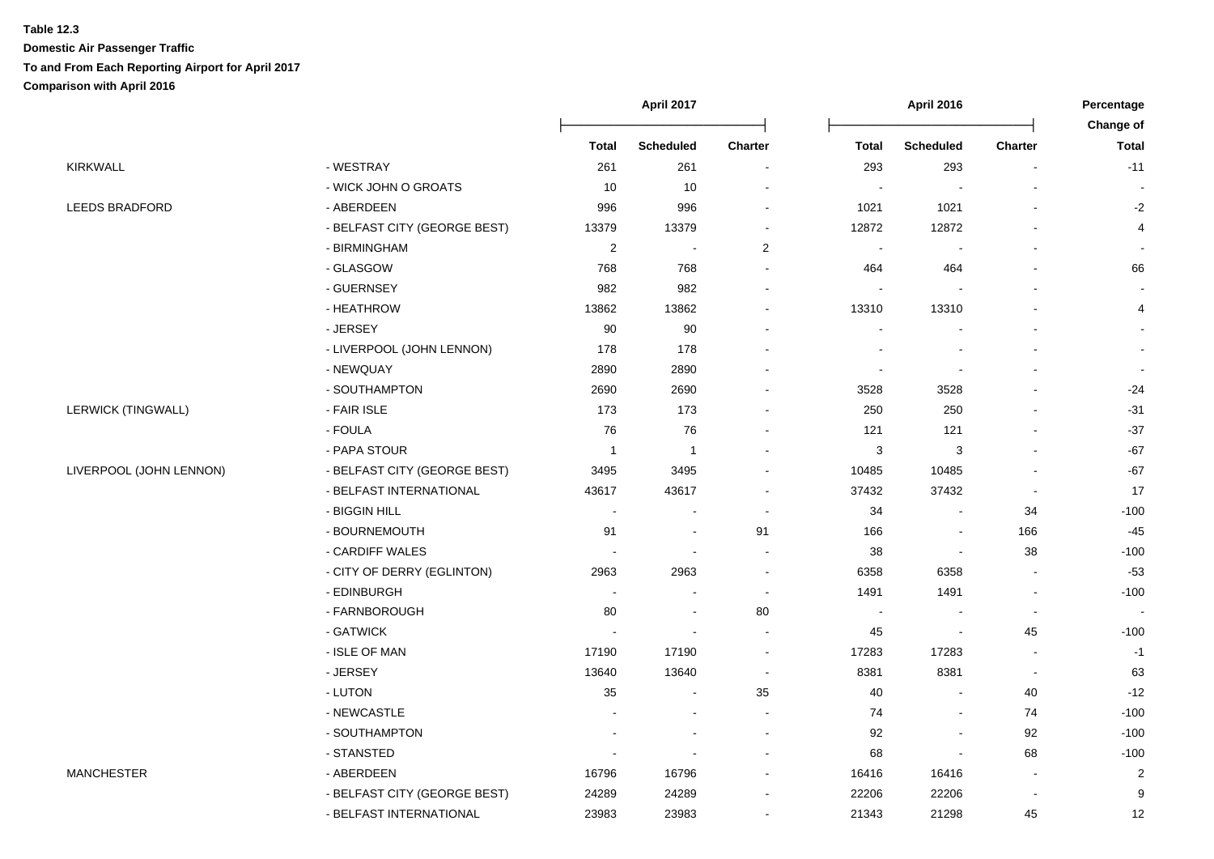**Table 12.3**

**Domestic Air Passenger Traffic**

**To and From Each Reporting Airport for April 2017**

**Comparison with April 2016**

| | | April 2017 | | | April 2016 | | | Percentage Change of |
|---|---|---|---|---|---|---|---|---|
| | | Total | Scheduled | Charter | Total | Scheduled | Charter | Total |
| KIRKWALL | - WESTRAY | 261 | 261 | - | 293 | 293 | - | -11 |
| | - WICK JOHN O GROATS | 10 | 10 | - | - | - | - | - |
| LEEDS BRADFORD | - ABERDEEN | 996 | 996 | - | 1021 | 1021 | - | -2 |
| | - BELFAST CITY (GEORGE BEST) | 13379 | 13379 | - | 12872 | 12872 | - | 4 |
| | - BIRMINGHAM | 2 | - | 2 | - | - | - | - |
| | - GLASGOW | 768 | 768 | - | 464 | 464 | - | 66 |
| | - GUERNSEY | 982 | 982 | - | - | - | - | - |
| | - HEATHROW | 13862 | 13862 | - | 13310 | 13310 | - | 4 |
| | - JERSEY | 90 | 90 | - | - | - | - | - |
| | - LIVERPOOL (JOHN LENNON) | 178 | 178 | - | - | - | - | - |
| | - NEWQUAY | 2890 | 2890 | - | - | - | - | - |
| | - SOUTHAMPTON | 2690 | 2690 | - | 3528 | 3528 | - | -24 |
| LERWICK (TINGWALL) | - FAIR ISLE | 173 | 173 | - | 250 | 250 | - | -31 |
| | - FOULA | 76 | 76 | - | 121 | 121 | - | -37 |
| | - PAPA STOUR | 1 | 1 | - | 3 | 3 | - | -67 |
| LIVERPOOL (JOHN LENNON) | - BELFAST CITY (GEORGE BEST) | 3495 | 3495 | - | 10485 | 10485 | - | -67 |
| | - BELFAST INTERNATIONAL | 43617 | 43617 | - | 37432 | 37432 | - | 17 |
| | - BIGGIN HILL | - | - | - | 34 | - | 34 | -100 |
| | - BOURNEMOUTH | 91 | - | 91 | 166 | - | 166 | -45 |
| | - CARDIFF WALES | - | - | - | 38 | - | 38 | -100 |
| | - CITY OF DERRY (EGLINTON) | 2963 | 2963 | - | 6358 | 6358 | - | -53 |
| | - EDINBURGH | - | - | - | 1491 | 1491 | - | -100 |
| | - FARNBOROUGH | 80 | - | 80 | - | - | - | - |
| | - GATWICK | - | - | - | 45 | - | 45 | -100 |
| | - ISLE OF MAN | 17190 | 17190 | - | 17283 | 17283 | - | -1 |
| | - JERSEY | 13640 | 13640 | - | 8381 | 8381 | - | 63 |
| | - LUTON | 35 | - | 35 | 40 | - | 40 | -12 |
| | - NEWCASTLE | - | - | - | 74 | - | 74 | -100 |
| | - SOUTHAMPTON | - | - | - | 92 | - | 92 | -100 |
| | - STANSTED | - | - | - | 68 | - | 68 | -100 |
| MANCHESTER | - ABERDEEN | 16796 | 16796 | - | 16416 | 16416 | - | 2 |
| | - BELFAST CITY (GEORGE BEST) | 24289 | 24289 | - | 22206 | 22206 | - | 9 |
| | - BELFAST INTERNATIONAL | 23983 | 23983 | - | 21343 | 21298 | 45 | 12 |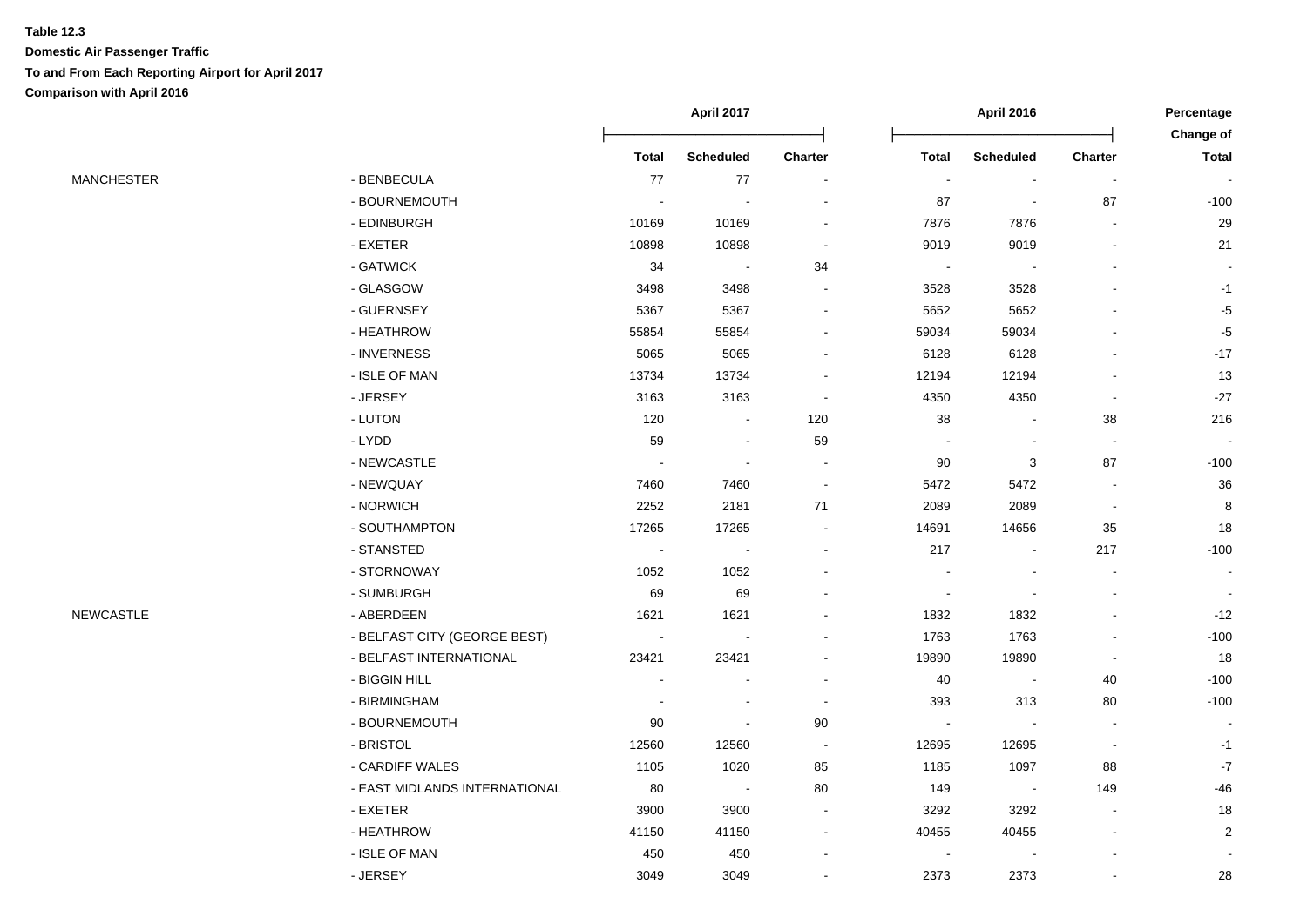**Table 12.3**

**Domestic Air Passenger Traffic**

**To and From Each Reporting Airport for April 2017**

**Comparison with April 2016**

| | | April 2017 | | | April 2016 | | | Percentage Change of |
|---|---|---|---|---|---|---|---|---|
| | | Total | Scheduled | Charter | Total | Scheduled | Charter | Total |
| MANCHESTER | - BENBECULA | 77 | 77 | - | - | - | - | - |
| | - BOURNEMOUTH | - | - | - | 87 | - | 87 | -100 |
| | - EDINBURGH | 10169 | 10169 | - | 7876 | 7876 | - | 29 |
| | - EXETER | 10898 | 10898 | - | 9019 | 9019 | - | 21 |
| | - GATWICK | 34 | - | 34 | - | - | - | - |
| | - GLASGOW | 3498 | 3498 | - | 3528 | 3528 | - | -1 |
| | - GUERNSEY | 5367 | 5367 | - | 5652 | 5652 | - | -5 |
| | - HEATHROW | 55854 | 55854 | - | 59034 | 59034 | - | -5 |
| | - INVERNESS | 5065 | 5065 | - | 6128 | 6128 | - | -17 |
| | - ISLE OF MAN | 13734 | 13734 | - | 12194 | 12194 | - | 13 |
| | - JERSEY | 3163 | 3163 | - | 4350 | 4350 | - | -27 |
| | - LUTON | 120 | - | 120 | 38 | - | 38 | 216 |
| | - LYDD | 59 | - | 59 | - | - | - | - |
| | - NEWCASTLE | - | - | - | 90 | 3 | 87 | -100 |
| | - NEWQUAY | 7460 | 7460 | - | 5472 | 5472 | - | 36 |
| | - NORWICH | 2252 | 2181 | 71 | 2089 | 2089 | - | 8 |
| | - SOUTHAMPTON | 17265 | 17265 | - | 14691 | 14656 | 35 | 18 |
| | - STANSTED | - | - | - | 217 | - | 217 | -100 |
| | - STORNOWAY | 1052 | 1052 | - | - | - | - | - |
| | - SUMBURGH | 69 | 69 | - | - | - | - | - |
| NEWCASTLE | - ABERDEEN | 1621 | 1621 | - | 1832 | 1832 | - | -12 |
| | - BELFAST CITY (GEORGE BEST) | - | - | - | 1763 | 1763 | - | -100 |
| | - BELFAST INTERNATIONAL | 23421 | 23421 | - | 19890 | 19890 | - | 18 |
| | - BIGGIN HILL | - | - | - | 40 | - | 40 | -100 |
| | - BIRMINGHAM | - | - | - | 393 | 313 | 80 | -100 |
| | - BOURNEMOUTH | 90 | - | 90 | - | - | - | - |
| | - BRISTOL | 12560 | 12560 | - | 12695 | 12695 | - | -1 |
| | - CARDIFF WALES | 1105 | 1020 | 85 | 1185 | 1097 | 88 | -7 |
| | - EAST MIDLANDS INTERNATIONAL | 80 | - | 80 | 149 | - | 149 | -46 |
| | - EXETER | 3900 | 3900 | - | 3292 | 3292 | - | 18 |
| | - HEATHROW | 41150 | 41150 | - | 40455 | 40455 | - | 2 |
| | - ISLE OF MAN | 450 | 450 | - | - | - | - | - |
| | - JERSEY | 3049 | 3049 | - | 2373 | 2373 | - | 28 |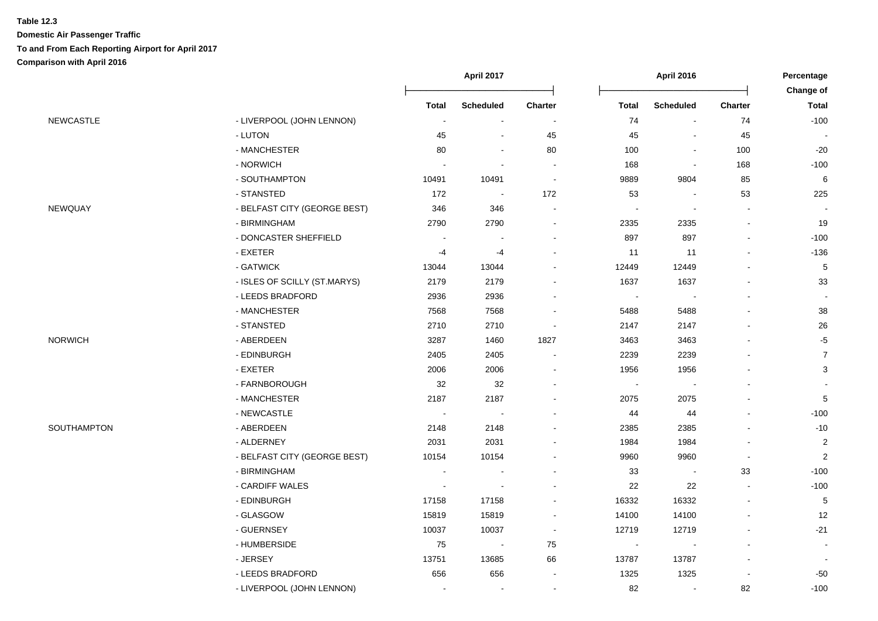**Table 12.3**

**Domestic Air Passenger Traffic**

**To and From Each Reporting Airport for April 2017**

**Comparison with April 2016**

| | | April 2017 | | | April 2016 | | | Percentage Change of |
|---|---|---|---|---|---|---|---|---|
| | | Total | Scheduled | Charter | Total | Scheduled | Charter | Total |
| NEWCASTLE | - LIVERPOOL (JOHN LENNON) | - | - | - | 74 | - | 74 | -100 |
| | - LUTON | 45 | - | 45 | 45 | - | 45 | - |
| | - MANCHESTER | 80 | - | 80 | 100 | - | 100 | -20 |
| | - NORWICH | - | - | - | 168 | - | 168 | -100 |
| | - SOUTHAMPTON | 10491 | 10491 | - | 9889 | 9804 | 85 | 6 |
| | - STANSTED | 172 | - | 172 | 53 | - | 53 | 225 |
| NEWQUAY | - BELFAST CITY (GEORGE BEST) | 346 | 346 | - | - | - | - | - |
| | - BIRMINGHAM | 2790 | 2790 | - | 2335 | 2335 | - | 19 |
| | - DONCASTER SHEFFIELD | - | - | - | 897 | 897 | - | -100 |
| | - EXETER | -4 | -4 | - | 11 | 11 | - | -136 |
| | - GATWICK | 13044 | 13044 | - | 12449 | 12449 | - | 5 |
| | - ISLES OF SCILLY (ST.MARYS) | 2179 | 2179 | - | 1637 | 1637 | - | 33 |
| | - LEEDS BRADFORD | 2936 | 2936 | - | - | - | - | - |
| | - MANCHESTER | 7568 | 7568 | - | 5488 | 5488 | - | 38 |
| | - STANSTED | 2710 | 2710 | - | 2147 | 2147 | - | 26 |
| NORWICH | - ABERDEEN | 3287 | 1460 | 1827 | 3463 | 3463 | - | -5 |
| | - EDINBURGH | 2405 | 2405 | - | 2239 | 2239 | - | 7 |
| | - EXETER | 2006 | 2006 | - | 1956 | 1956 | - | 3 |
| | - FARNBOROUGH | 32 | 32 | - | - | - | - | - |
| | - MANCHESTER | 2187 | 2187 | - | 2075 | 2075 | - | 5 |
| | - NEWCASTLE | - | - | - | 44 | 44 | - | -100 |
| SOUTHAMPTON | - ABERDEEN | 2148 | 2148 | - | 2385 | 2385 | - | -10 |
| | - ALDERNEY | 2031 | 2031 | - | 1984 | 1984 | - | 2 |
| | - BELFAST CITY (GEORGE BEST) | 10154 | 10154 | - | 9960 | 9960 | - | 2 |
| | - BIRMINGHAM | - | - | - | 33 | - | 33 | -100 |
| | - CARDIFF WALES | - | - | - | 22 | 22 | - | -100 |
| | - EDINBURGH | 17158 | 17158 | - | 16332 | 16332 | - | 5 |
| | - GLASGOW | 15819 | 15819 | - | 14100 | 14100 | - | 12 |
| | - GUERNSEY | 10037 | 10037 | - | 12719 | 12719 | - | -21 |
| | - HUMBERSIDE | 75 | - | 75 | - | - | - | - |
| | - JERSEY | 13751 | 13685 | 66 | 13787 | 13787 | - | - |
| | - LEEDS BRADFORD | 656 | 656 | - | 1325 | 1325 | - | -50 |
| | - LIVERPOOL (JOHN LENNON) | - | - | - | 82 | - | 82 | -100 |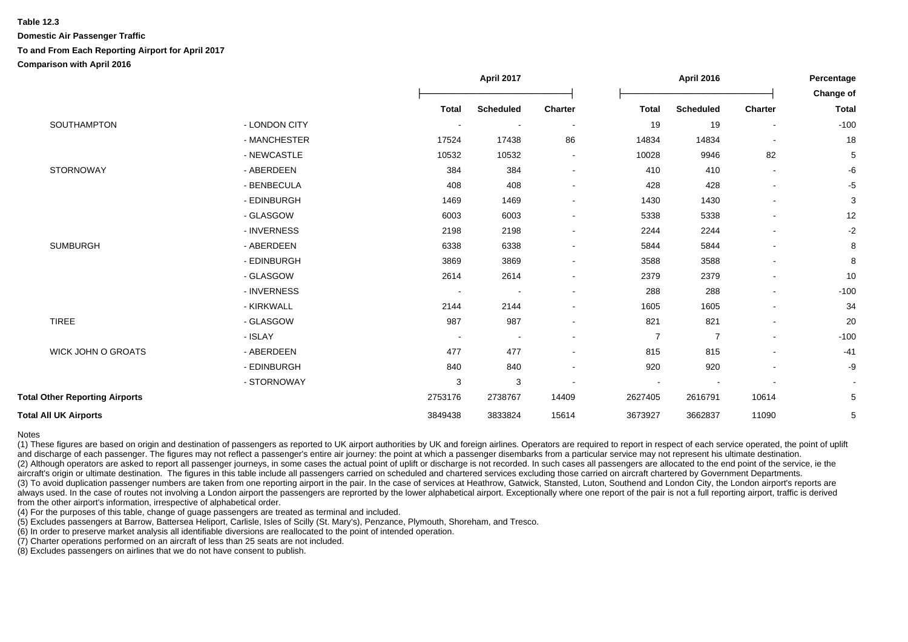**Table 12.3**

**Domestic Air Passenger Traffic**

**To and From Each Reporting Airport for April 2017**

**Comparison with April 2016**

| | | April 2017 | | | April 2016 | | | Percentage Change of |
|---|---|---|---|---|---|---|---|---|
| | | Total | Scheduled | Charter | Total | Scheduled | Charter | Total |
| SOUTHAMPTON | - LONDON CITY | - | - | - | 19 | 19 | - | -100 |
| | - MANCHESTER | 17524 | 17438 | 86 | 14834 | 14834 | - | 18 |
| | - NEWCASTLE | 10532 | 10532 | - | 10028 | 9946 | 82 | 5 |
| STORNOWAY | - ABERDEEN | 384 | 384 | - | 410 | 410 | - | -6 |
| | - BENBECULA | 408 | 408 | - | 428 | 428 | - | -5 |
| | - EDINBURGH | 1469 | 1469 | - | 1430 | 1430 | - | 3 |
| | - GLASGOW | 6003 | 6003 | - | 5338 | 5338 | - | 12 |
| | - INVERNESS | 2198 | 2198 | - | 2244 | 2244 | - | -2 |
| SUMBURGH | - ABERDEEN | 6338 | 6338 | - | 5844 | 5844 | - | 8 |
| | - EDINBURGH | 3869 | 3869 | - | 3588 | 3588 | - | 8 |
| | - GLASGOW | 2614 | 2614 | - | 2379 | 2379 | - | 10 |
| | - INVERNESS | - | - | - | 288 | 288 | - | -100 |
| | - KIRKWALL | 2144 | 2144 | - | 1605 | 1605 | - | 34 |
| TIREE | - GLASGOW | 987 | 987 | - | 821 | 821 | - | 20 |
| | - ISLAY | - | - | - | 7 | 7 | - | -100 |
| WICK JOHN O GROATS | - ABERDEEN | 477 | 477 | - | 815 | 815 | - | -41 |
| | - EDINBURGH | 840 | 840 | - | 920 | 920 | - | -9 |
| | - STORNOWAY | 3 | 3 | - | - | - | - | - |
| **Total Other Reporting Airports** | | 2753176 | 2738767 | 14409 | 2627405 | 2616791 | 10614 | 5 |
| **Total All UK Airports** | | 3849438 | 3833824 | 15614 | 3673927 | 3662837 | 11090 | 5 |

Notes

(1) These figures are based on origin and destination of passengers as reported to UK airport authorities by UK and foreign airlines. Operators are required to report in respect of each service operated, the point of uplift and discharge of each passenger. The figures may not reflect a passenger's entire air journey: the point at which a passenger disembarks from a particular service may not represent his ultimate destination.

(2) Although operators are asked to report all passenger journeys, in some cases the actual point of uplift or discharge is not recorded. In such cases all passengers are allocated to the end point of the service, ie the aircraft's origin or ultimate destination. The figures in this table include all passengers carried on scheduled and chartered services excluding those carried on aircraft chartered by Government Departments.

(3) To avoid duplication passenger numbers are taken from one reporting airport in the pair. In the case of services at Heathrow, Gatwick, Stansted, Luton, Southend and London City, the London airport's reports are always used. In the case of routes not involving a London airport the passengers are reprorted by the lower alphabetical airport. Exceptionally where one report of the pair is not a full reporting airport, traffic is derived from the other airport's information, irrespective of alphabetical order.

(4) For the purposes of this table, change of guage passengers are treated as terminal and included.

(5) Excludes passengers at Barrow, Battersea Heliport, Carlisle, Isles of Scilly (St. Mary's), Penzance, Plymouth, Shoreham, and Tresco.

(6) In order to preserve market analysis all identifiable diversions are reallocated to the point of intended operation.

(7) Charter operations performed on an aircraft of less than 25 seats are not included.

(8) Excludes passengers on airlines that we do not have consent to publish.